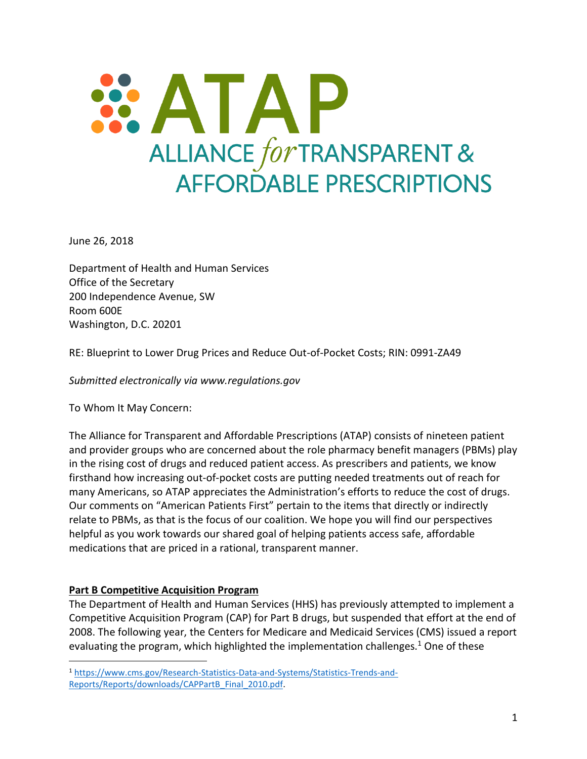# ATAP

## ALLIANCE *for* TRANSPARENT & AFFORDABLE PRESCRIPTIONS

June 26, 2018

Department of Health and Human Services
Office of the Secretary
200 Independence Avenue, SW
Room 600E
Washington, D.C. 20201

RE: Blueprint to Lower Drug Prices and Reduce Out-of-Pocket Costs; RIN: 0991-ZA49

*Submitted electronically via www.regulations.gov*

To Whom It May Concern:

The Alliance for Transparent and Affordable Prescriptions (ATAP) consists of nineteen patient and provider groups who are concerned about the role pharmacy benefit managers (PBMs) play in the rising cost of drugs and reduced patient access. As prescribers and patients, we know firsthand how increasing out-of-pocket costs are putting needed treatments out of reach for many Americans, so ATAP appreciates the Administration's efforts to reduce the cost of drugs. Our comments on "American Patients First" pertain to the items that directly or indirectly relate to PBMs, as that is the focus of our coalition. We hope you will find our perspectives helpful as you work towards our shared goal of helping patients access safe, affordable medications that are priced in a rational, transparent manner.

**Part B Competitive Acquisition Program**

The Department of Health and Human Services (HHS) has previously attempted to implement a Competitive Acquisition Program (CAP) for Part B drugs, but suspended that effort at the end of 2008. The following year, the Centers for Medicare and Medicaid Services (CMS) issued a report evaluating the program, which highlighted the implementation challenges.[1] One of these

[1] https://www.cms.gov/Research-Statistics-Data-and-Systems/Statistics-Trends-and-Reports/Reports/downloads/CAPPartB_Final_2010.pdf.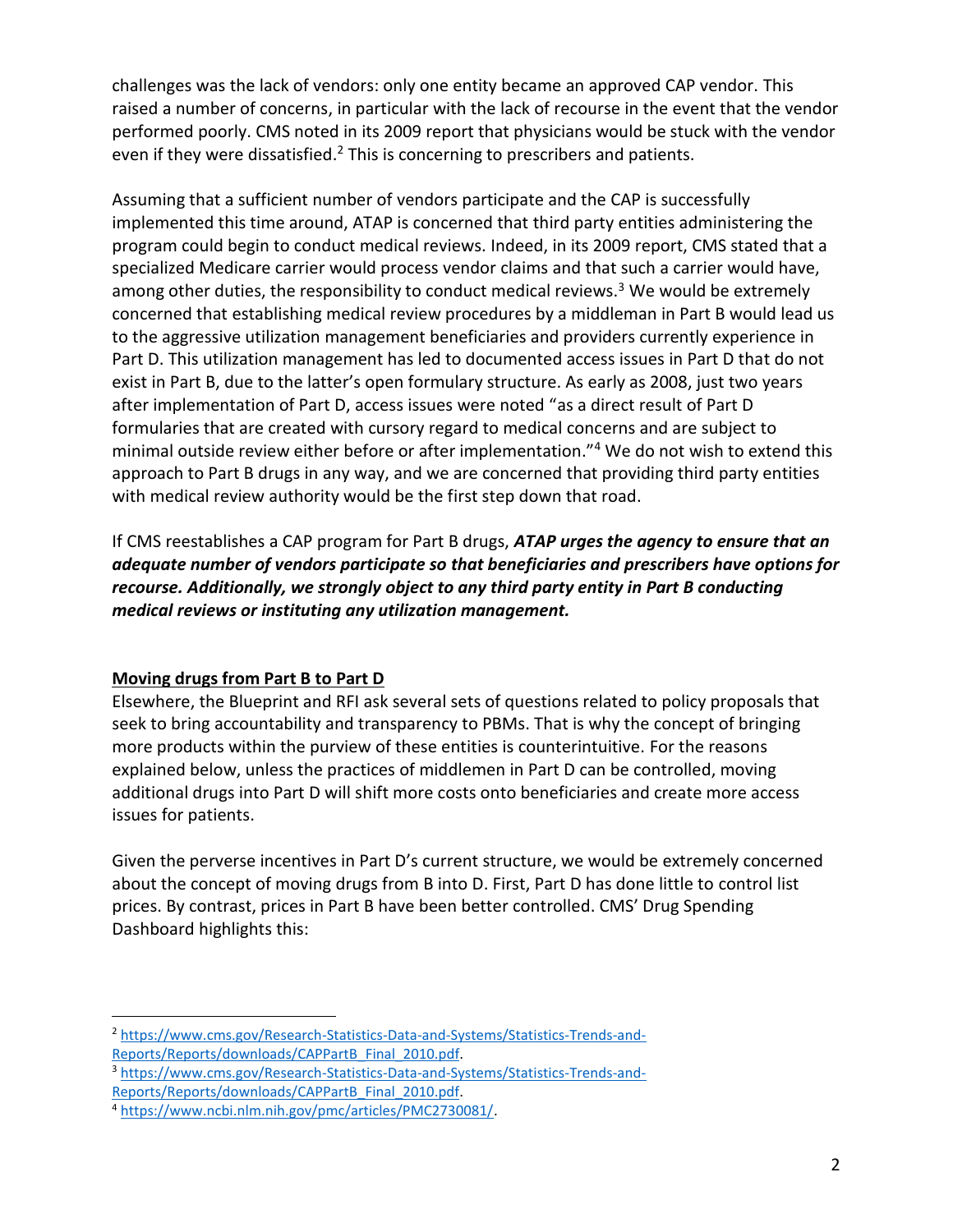challenges was the lack of vendors: only one entity became an approved CAP vendor. This raised a number of concerns, in particular with the lack of recourse in the event that the vendor performed poorly. CMS noted in its 2009 report that physicians would be stuck with the vendor even if they were dissatisfied.[2] This is concerning to prescribers and patients.

Assuming that a sufficient number of vendors participate and the CAP is successfully implemented this time around, ATAP is concerned that third party entities administering the program could begin to conduct medical reviews. Indeed, in its 2009 report, CMS stated that a specialized Medicare carrier would process vendor claims and that such a carrier would have, among other duties, the responsibility to conduct medical reviews.[3] We would be extremely concerned that establishing medical review procedures by a middleman in Part B would lead us to the aggressive utilization management beneficiaries and providers currently experience in Part D. This utilization management has led to documented access issues in Part D that do not exist in Part B, due to the latter's open formulary structure. As early as 2008, just two years after implementation of Part D, access issues were noted "as a direct result of Part D formularies that are created with cursory regard to medical concerns and are subject to minimal outside review either before or after implementation."[4] We do not wish to extend this approach to Part B drugs in any way, and we are concerned that providing third party entities with medical review authority would be the first step down that road.

If CMS reestablishes a CAP program for Part B drugs, ***ATAP urges the agency to ensure that an adequate number of vendors participate so that beneficiaries and prescribers have options for recourse. Additionally, we strongly object to any third party entity in Part B conducting medical reviews or instituting any utilization management.***

## Moving drugs from Part B to Part D

Elsewhere, the Blueprint and RFI ask several sets of questions related to policy proposals that seek to bring accountability and transparency to PBMs. That is why the concept of bringing more products within the purview of these entities is counterintuitive. For the reasons explained below, unless the practices of middlemen in Part D can be controlled, moving additional drugs into Part D will shift more costs onto beneficiaries and create more access issues for patients.

Given the perverse incentives in Part D's current structure, we would be extremely concerned about the concept of moving drugs from B into D. First, Part D has done little to control list prices. By contrast, prices in Part B have been better controlled. CMS' Drug Spending Dashboard highlights this:

---

[2] https://www.cms.gov/Research-Statistics-Data-and-Systems/Statistics-Trends-and-Reports/Reports/downloads/CAPPartB_Final_2010.pdf.

[3] https://www.cms.gov/Research-Statistics-Data-and-Systems/Statistics-Trends-and-Reports/Reports/downloads/CAPPartB_Final_2010.pdf.

[4] https://www.ncbi.nlm.nih.gov/pmc/articles/PMC2730081/.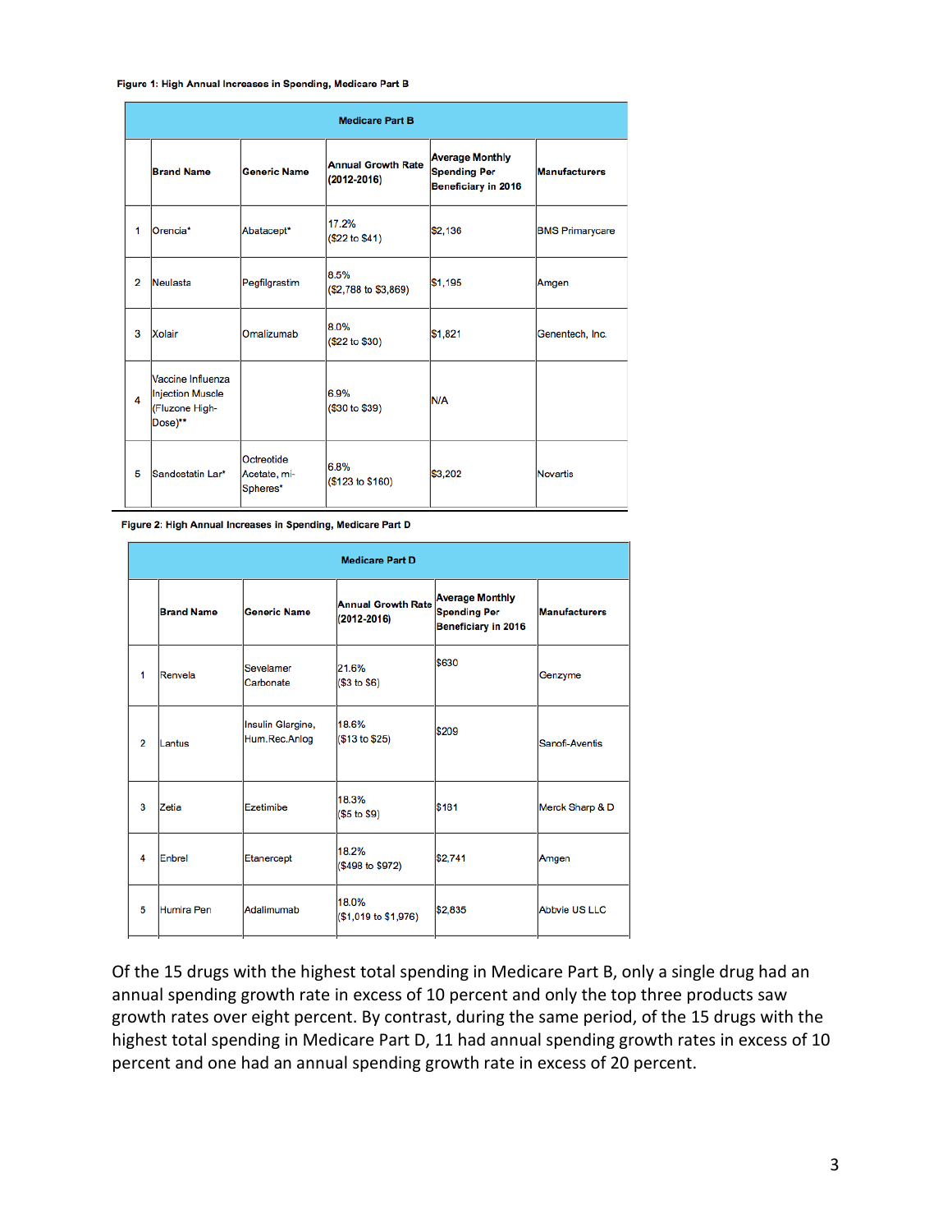**Figure 1: High Annual Increases in Spending, Medicare Part B**

| Medicare Part B | | | | | |
|---|---|---|---|---|---|
| | Brand Name | Generic Name | Annual Growth Rate (2012-2016) | Average Monthly Spending Per Beneficiary in 2016 | Manufacturers |
| 1 | Orencia* | Abatacept* | 17.2% ($22 to $41) | $2,136 | BMS Primarycare |
| 2 | Neulasta | Pegfilgrastim | 8.5% ($2,788 to $3,869) | $1,195 | Amgen |
| 3 | Xolair | Omalizumab | 8.0% ($22 to $30) | $1,821 | Genentech, Inc. |
| 4 | Vaccine Influenza Injection Muscle (Fluzone High-Dose)** | | 6.9% ($30 to $39) | N/A | |
| 5 | Sandostatin Lar* | Octreotide Acetate, mi-Spheres* | 6.8% ($123 to $160) | $3,202 | Novartis |

**Figure 2: High Annual Increases in Spending, Medicare Part D**

| Medicare Part D | | | | | |
|---|---|---|---|---|---|
| | Brand Name | Generic Name | Annual Growth Rate (2012-2016) | Average Monthly Spending Per Beneficiary in 2016 | Manufacturers |
| 1 | Renvela | Sevelamer Carbonate | 21.6% ($3 to $6) | $630 | Genzyme |
| 2 | Lantus | Insulin Glargine, Hum.Rec.Anlog | 18.6% ($13 to $25) | $209 | Sanofi-Aventis |
| 3 | Zetia | Ezetimibe | 18.3% ($5 to $9) | $181 | Merck Sharp & D |
| 4 | Enbrel | Etanercept | 18.2% ($498 to $972) | $2,741 | Amgen |
| 5 | Humira Pen | Adalimumab | 18.0% ($1,019 to $1,976) | $2,835 | Abbvie US LLC |

Of the 15 drugs with the highest total spending in Medicare Part B, only a single drug had an annual spending growth rate in excess of 10 percent and only the top three products saw growth rates over eight percent. By contrast, during the same period, of the 15 drugs with the highest total spending in Medicare Part D, 11 had annual spending growth rates in excess of 10 percent and one had an annual spending growth rate in excess of 20 percent.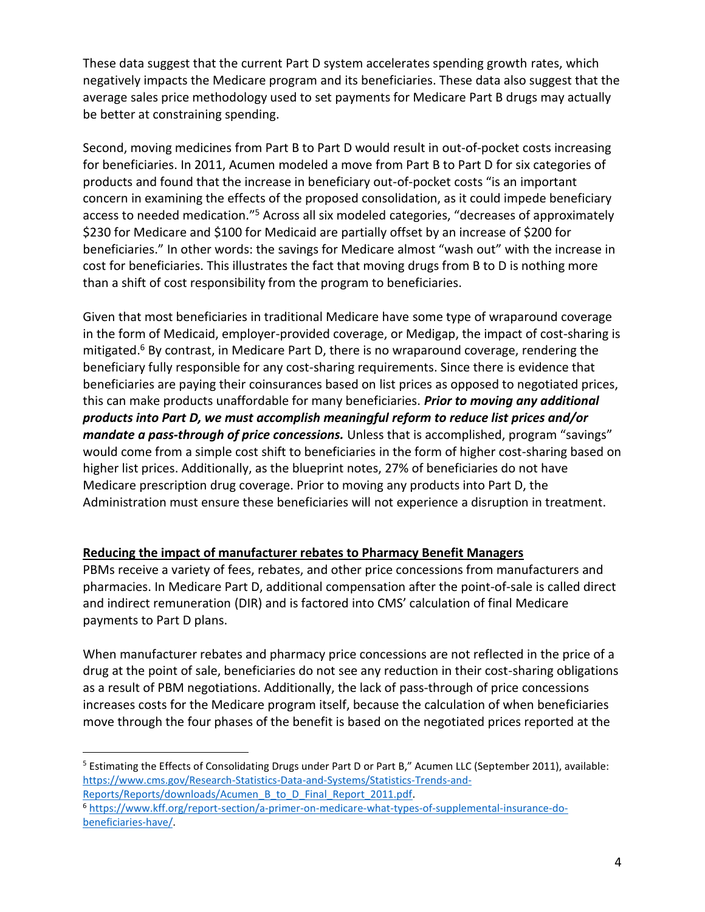These data suggest that the current Part D system accelerates spending growth rates, which negatively impacts the Medicare program and its beneficiaries. These data also suggest that the average sales price methodology used to set payments for Medicare Part B drugs may actually be better at constraining spending.

Second, moving medicines from Part B to Part D would result in out-of-pocket costs increasing for beneficiaries. In 2011, Acumen modeled a move from Part B to Part D for six categories of products and found that the increase in beneficiary out-of-pocket costs "is an important concern in examining the effects of the proposed consolidation, as it could impede beneficiary access to needed medication."[5] Across all six modeled categories, "decreases of approximately $230 for Medicare and $100 for Medicaid are partially offset by an increase of $200 for beneficiaries." In other words: the savings for Medicare almost "wash out" with the increase in cost for beneficiaries. This illustrates the fact that moving drugs from B to D is nothing more than a shift of cost responsibility from the program to beneficiaries.

Given that most beneficiaries in traditional Medicare have some type of wraparound coverage in the form of Medicaid, employer-provided coverage, or Medigap, the impact of cost-sharing is mitigated.[6] By contrast, in Medicare Part D, there is no wraparound coverage, rendering the beneficiary fully responsible for any cost-sharing requirements. Since there is evidence that beneficiaries are paying their coinsurances based on list prices as opposed to negotiated prices, this can make products unaffordable for many beneficiaries. ***Prior to moving any additional products into Part D, we must accomplish meaningful reform to reduce list prices and/or mandate a pass-through of price concessions.*** Unless that is accomplished, program "savings" would come from a simple cost shift to beneficiaries in the form of higher cost-sharing based on higher list prices. Additionally, as the blueprint notes, 27% of beneficiaries do not have Medicare prescription drug coverage. Prior to moving any products into Part D, the Administration must ensure these beneficiaries will not experience a disruption in treatment.

**Reducing the impact of manufacturer rebates to Pharmacy Benefit Managers**

PBMs receive a variety of fees, rebates, and other price concessions from manufacturers and pharmacies. In Medicare Part D, additional compensation after the point-of-sale is called direct and indirect remuneration (DIR) and is factored into CMS' calculation of final Medicare payments to Part D plans.

When manufacturer rebates and pharmacy price concessions are not reflected in the price of a drug at the point of sale, beneficiaries do not see any reduction in their cost-sharing obligations as a result of PBM negotiations. Additionally, the lack of pass-through of price concessions increases costs for the Medicare program itself, because the calculation of when beneficiaries move through the four phases of the benefit is based on the negotiated prices reported at the

---

[5] Estimating the Effects of Consolidating Drugs under Part D or Part B," Acumen LLC (September 2011), available: https://www.cms.gov/Research-Statistics-Data-and-Systems/Statistics-Trends-and-Reports/Reports/downloads/Acumen_B_to_D_Final_Report_2011.pdf.

[6] https://www.kff.org/report-section/a-primer-on-medicare-what-types-of-supplemental-insurance-do-beneficiaries-have/.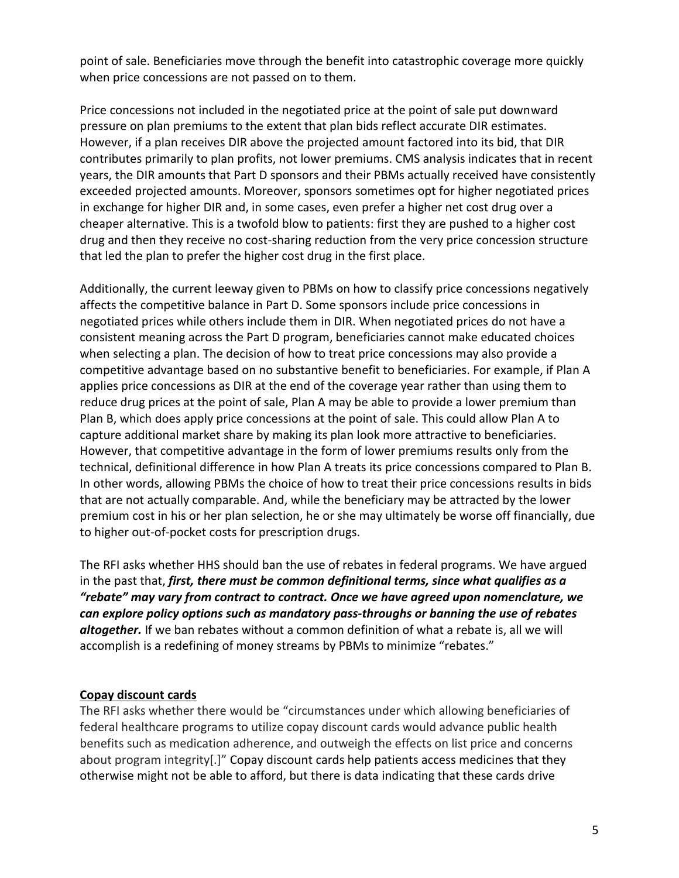point of sale. Beneficiaries move through the benefit into catastrophic coverage more quickly when price concessions are not passed on to them.

Price concessions not included in the negotiated price at the point of sale put downward pressure on plan premiums to the extent that plan bids reflect accurate DIR estimates. However, if a plan receives DIR above the projected amount factored into its bid, that DIR contributes primarily to plan profits, not lower premiums. CMS analysis indicates that in recent years, the DIR amounts that Part D sponsors and their PBMs actually received have consistently exceeded projected amounts. Moreover, sponsors sometimes opt for higher negotiated prices in exchange for higher DIR and, in some cases, even prefer a higher net cost drug over a cheaper alternative. This is a twofold blow to patients: first they are pushed to a higher cost drug and then they receive no cost-sharing reduction from the very price concession structure that led the plan to prefer the higher cost drug in the first place.

Additionally, the current leeway given to PBMs on how to classify price concessions negatively affects the competitive balance in Part D. Some sponsors include price concessions in negotiated prices while others include them in DIR. When negotiated prices do not have a consistent meaning across the Part D program, beneficiaries cannot make educated choices when selecting a plan. The decision of how to treat price concessions may also provide a competitive advantage based on no substantive benefit to beneficiaries. For example, if Plan A applies price concessions as DIR at the end of the coverage year rather than using them to reduce drug prices at the point of sale, Plan A may be able to provide a lower premium than Plan B, which does apply price concessions at the point of sale. This could allow Plan A to capture additional market share by making its plan look more attractive to beneficiaries. However, that competitive advantage in the form of lower premiums results only from the technical, definitional difference in how Plan A treats its price concessions compared to Plan B. In other words, allowing PBMs the choice of how to treat their price concessions results in bids that are not actually comparable. And, while the beneficiary may be attracted by the lower premium cost in his or her plan selection, he or she may ultimately be worse off financially, due to higher out-of-pocket costs for prescription drugs.

The RFI asks whether HHS should ban the use of rebates in federal programs. We have argued in the past that, ***first, there must be common definitional terms, since what qualifies as a "rebate" may vary from contract to contract. Once we have agreed upon nomenclature, we can explore policy options such as mandatory pass-throughs or banning the use of rebates altogether.*** If we ban rebates without a common definition of what a rebate is, all we will accomplish is a redefining of money streams by PBMs to minimize "rebates."

**Copay discount cards**

The RFI asks whether there would be "circumstances under which allowing beneficiaries of federal healthcare programs to utilize copay discount cards would advance public health benefits such as medication adherence, and outweigh the effects on list price and concerns about program integrity[.]" Copay discount cards help patients access medicines that they otherwise might not be able to afford, but there is data indicating that these cards drive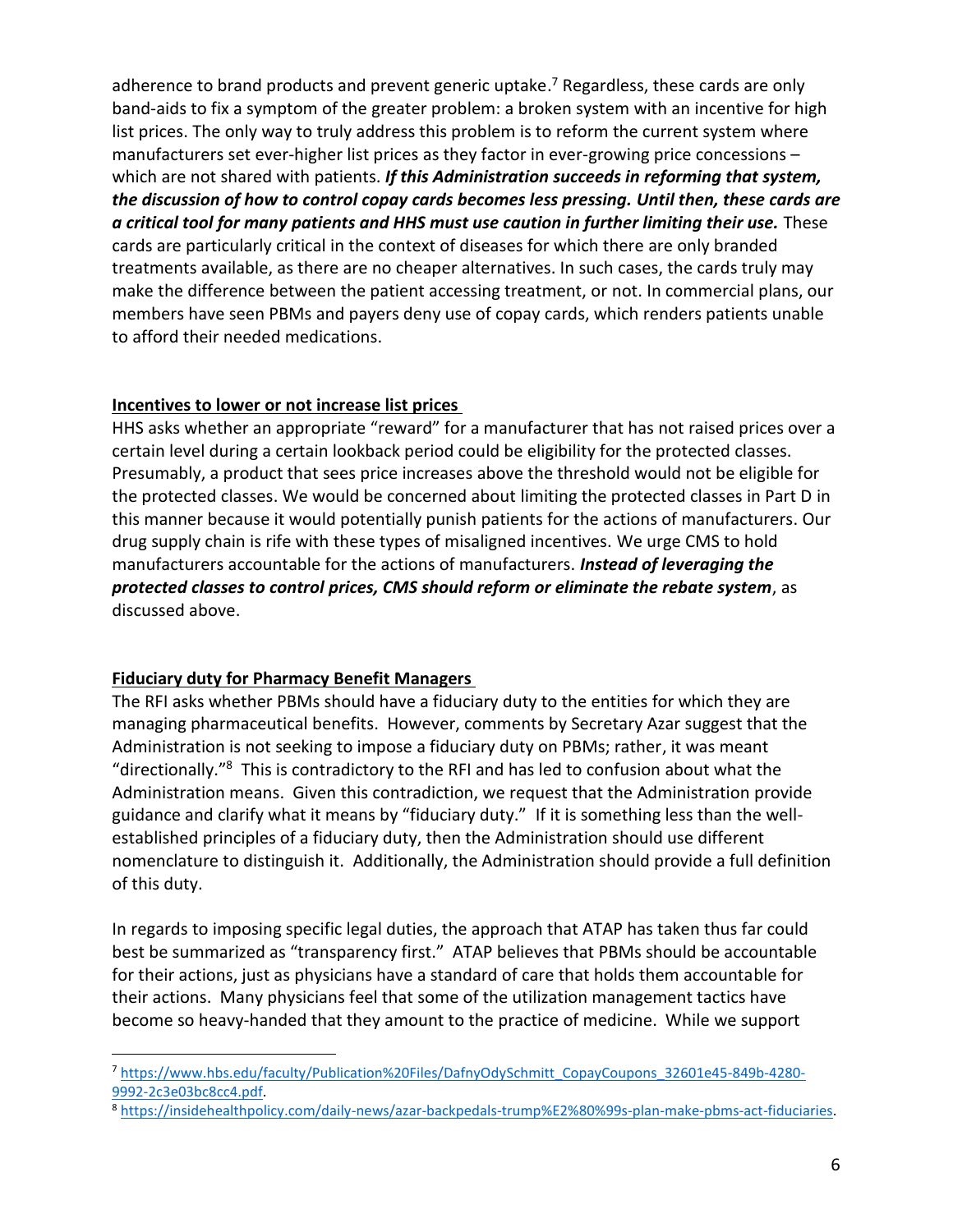adherence to brand products and prevent generic uptake.[7] Regardless, these cards are only band-aids to fix a symptom of the greater problem: a broken system with an incentive for high list prices. The only way to truly address this problem is to reform the current system where manufacturers set ever-higher list prices as they factor in ever-growing price concessions – which are not shared with patients. ***If this Administration succeeds in reforming that system, the discussion of how to control copay cards becomes less pressing. Until then, these cards are a critical tool for many patients and HHS must use caution in further limiting their use.*** These cards are particularly critical in the context of diseases for which there are only branded treatments available, as there are no cheaper alternatives. In such cases, the cards truly may make the difference between the patient accessing treatment, or not. In commercial plans, our members have seen PBMs and payers deny use of copay cards, which renders patients unable to afford their needed medications.

**Incentives to lower or not increase list prices**

HHS asks whether an appropriate "reward" for a manufacturer that has not raised prices over a certain level during a certain lookback period could be eligibility for the protected classes. Presumably, a product that sees price increases above the threshold would not be eligible for the protected classes. We would be concerned about limiting the protected classes in Part D in this manner because it would potentially punish patients for the actions of manufacturers. Our drug supply chain is rife with these types of misaligned incentives. We urge CMS to hold manufacturers accountable for the actions of manufacturers. ***Instead of leveraging the protected classes to control prices, CMS should reform or eliminate the rebate system***, as discussed above.

**Fiduciary duty for Pharmacy Benefit Managers**

The RFI asks whether PBMs should have a fiduciary duty to the entities for which they are managing pharmaceutical benefits. However, comments by Secretary Azar suggest that the Administration is not seeking to impose a fiduciary duty on PBMs; rather, it was meant "directionally."[8] This is contradictory to the RFI and has led to confusion about what the Administration means. Given this contradiction, we request that the Administration provide guidance and clarify what it means by "fiduciary duty." If it is something less than the well-established principles of a fiduciary duty, then the Administration should use different nomenclature to distinguish it. Additionally, the Administration should provide a full definition of this duty.

In regards to imposing specific legal duties, the approach that ATAP has taken thus far could best be summarized as "transparency first." ATAP believes that PBMs should be accountable for their actions, just as physicians have a standard of care that holds them accountable for their actions. Many physicians feel that some of the utilization management tactics have become so heavy-handed that they amount to the practice of medicine. While we support

---

[7] https://www.hbs.edu/faculty/Publication%20Files/DafnyOdySchmitt_CopayCoupons_32601e45-849b-4280-9992-2c3e03bc8cc4.pdf.

[8] https://insidehealthpolicy.com/daily-news/azar-backpedals-trump%E2%80%99s-plan-make-pbms-act-fiduciaries.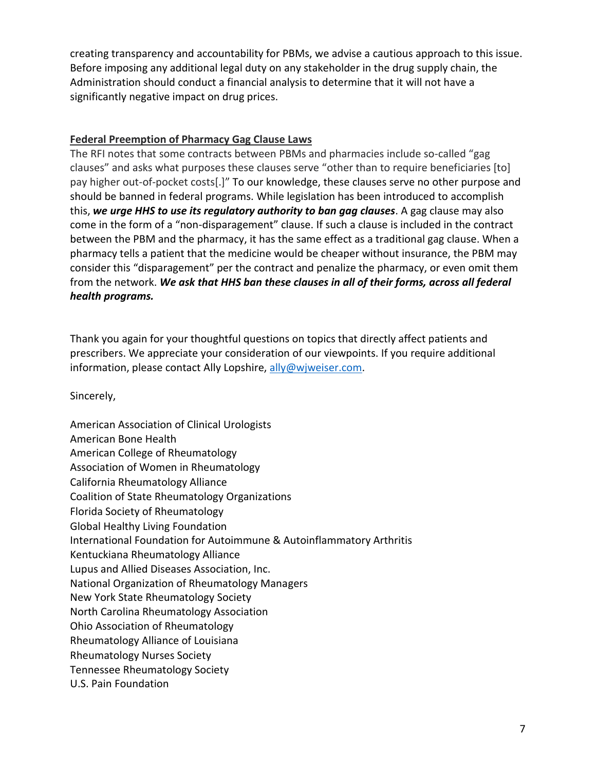creating transparency and accountability for PBMs, we advise a cautious approach to this issue. Before imposing any additional legal duty on any stakeholder in the drug supply chain, the Administration should conduct a financial analysis to determine that it will not have a significantly negative impact on drug prices.

## Federal Preemption of Pharmacy Gag Clause Laws

The RFI notes that some contracts between PBMs and pharmacies include so-called "gag clauses" and asks what purposes these clauses serve "other than to require beneficiaries [to] pay higher out-of-pocket costs[.]" To our knowledge, these clauses serve no other purpose and should be banned in federal programs. While legislation has been introduced to accomplish this, ***we urge HHS to use its regulatory authority to ban gag clauses***. A gag clause may also come in the form of a "non-disparagement" clause. If such a clause is included in the contract between the PBM and the pharmacy, it has the same effect as a traditional gag clause. When a pharmacy tells a patient that the medicine would be cheaper without insurance, the PBM may consider this "disparagement" per the contract and penalize the pharmacy, or even omit them from the network. ***We ask that HHS ban these clauses in all of their forms, across all federal health programs.***

Thank you again for your thoughtful questions on topics that directly affect patients and prescribers. We appreciate your consideration of our viewpoints. If you require additional information, please contact Ally Lopshire, ally@wjweiser.com.

Sincerely,

American Association of Clinical Urologists
American Bone Health
American College of Rheumatology
Association of Women in Rheumatology
California Rheumatology Alliance
Coalition of State Rheumatology Organizations
Florida Society of Rheumatology
Global Healthy Living Foundation
International Foundation for Autoimmune & Autoinflammatory Arthritis
Kentuckiana Rheumatology Alliance
Lupus and Allied Diseases Association, Inc.
National Organization of Rheumatology Managers
New York State Rheumatology Society
North Carolina Rheumatology Association
Ohio Association of Rheumatology
Rheumatology Alliance of Louisiana
Rheumatology Nurses Society
Tennessee Rheumatology Society
U.S. Pain Foundation